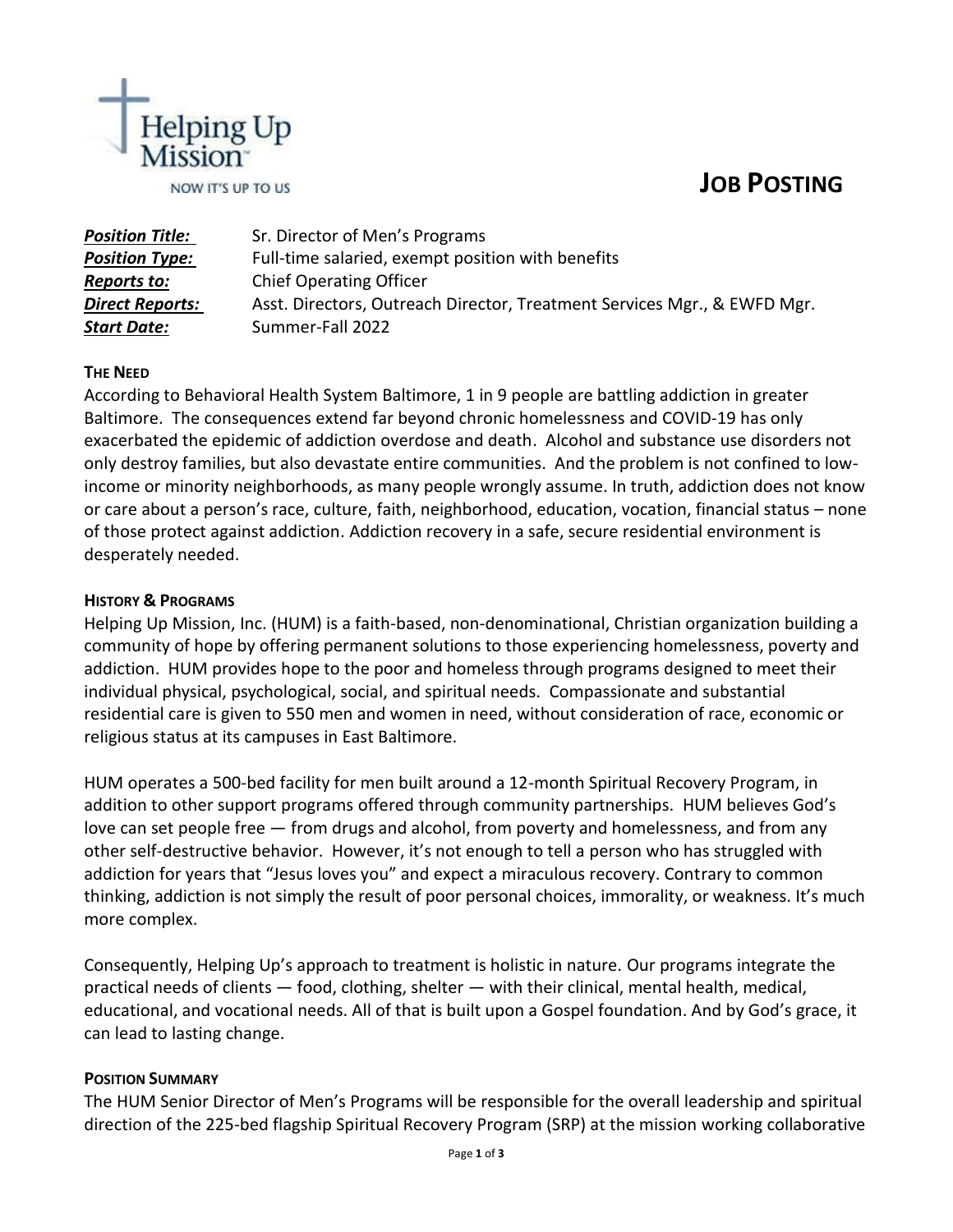Helping Up Mission™

NOW IT'S UP TO US

# JOB POSTING

***Position Title:*** Sr. Director of Men's Programs
***Position Type:*** Full-time salaried, exempt position with benefits
***Reports to:*** Chief Operating Officer
***Direct Reports:*** Asst. Directors, Outreach Director, Treatment Services Mgr., & EWFD Mgr.
***Start Date:*** Summer-Fall 2022

## THE NEED

According to Behavioral Health System Baltimore, 1 in 9 people are battling addiction in greater Baltimore. The consequences extend far beyond chronic homelessness and COVID-19 has only exacerbated the epidemic of addiction overdose and death. Alcohol and substance use disorders not only destroy families, but also devastate entire communities. And the problem is not confined to low-income or minority neighborhoods, as many people wrongly assume. In truth, addiction does not know or care about a person's race, culture, faith, neighborhood, education, vocation, financial status – none of those protect against addiction. Addiction recovery in a safe, secure residential environment is desperately needed.

## HISTORY & PROGRAMS

Helping Up Mission, Inc. (HUM) is a faith-based, non-denominational, Christian organization building a community of hope by offering permanent solutions to those experiencing homelessness, poverty and addiction. HUM provides hope to the poor and homeless through programs designed to meet their individual physical, psychological, social, and spiritual needs. Compassionate and substantial residential care is given to 550 men and women in need, without consideration of race, economic or religious status at its campuses in East Baltimore.

HUM operates a 500-bed facility for men built around a 12-month Spiritual Recovery Program, in addition to other support programs offered through community partnerships. HUM believes God's love can set people free — from drugs and alcohol, from poverty and homelessness, and from any other self-destructive behavior. However, it's not enough to tell a person who has struggled with addiction for years that "Jesus loves you" and expect a miraculous recovery. Contrary to common thinking, addiction is not simply the result of poor personal choices, immorality, or weakness. It's much more complex.

Consequently, Helping Up's approach to treatment is holistic in nature. Our programs integrate the practical needs of clients — food, clothing, shelter — with their clinical, mental health, medical, educational, and vocational needs. All of that is built upon a Gospel foundation. And by God's grace, it can lead to lasting change.

## POSITION SUMMARY

The HUM Senior Director of Men's Programs will be responsible for the overall leadership and spiritual direction of the 225-bed flagship Spiritual Recovery Program (SRP) at the mission working collaborative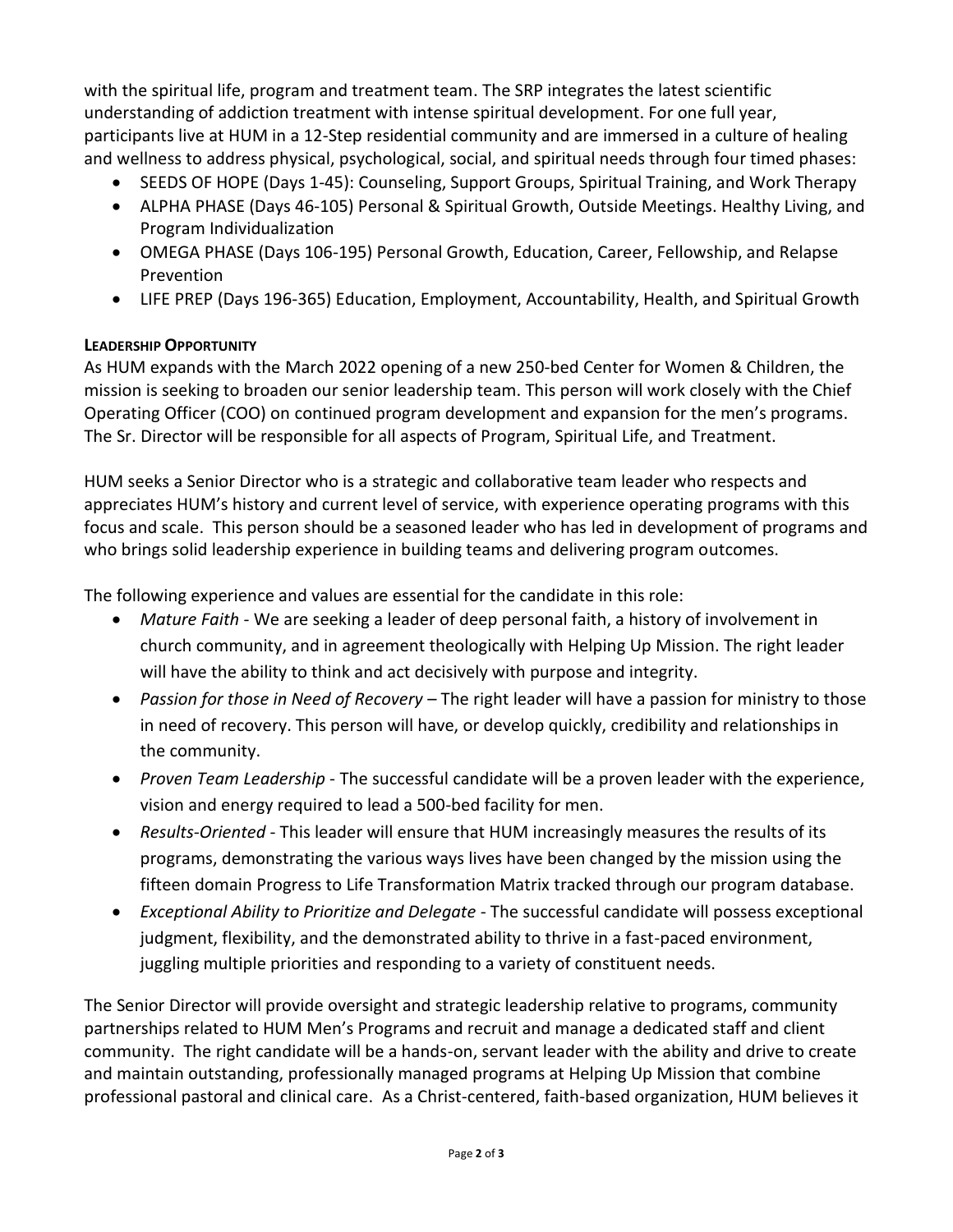with the spiritual life, program and treatment team. The SRP integrates the latest scientific understanding of addiction treatment with intense spiritual development. For one full year, participants live at HUM in a 12-Step residential community and are immersed in a culture of healing and wellness to address physical, psychological, social, and spiritual needs through four timed phases:

- SEEDS OF HOPE (Days 1-45): Counseling, Support Groups, Spiritual Training, and Work Therapy
- ALPHA PHASE (Days 46-105) Personal & Spiritual Growth, Outside Meetings. Healthy Living, and Program Individualization
- OMEGA PHASE (Days 106-195) Personal Growth, Education, Career, Fellowship, and Relapse Prevention
- LIFE PREP (Days 196-365) Education, Employment, Accountability, Health, and Spiritual Growth

**LEADERSHIP OPPORTUNITY**

As HUM expands with the March 2022 opening of a new 250-bed Center for Women & Children, the mission is seeking to broaden our senior leadership team. This person will work closely with the Chief Operating Officer (COO) on continued program development and expansion for the men's programs. The Sr. Director will be responsible for all aspects of Program, Spiritual Life, and Treatment.

HUM seeks a Senior Director who is a strategic and collaborative team leader who respects and appreciates HUM's history and current level of service, with experience operating programs with this focus and scale. This person should be a seasoned leader who has led in development of programs and who brings solid leadership experience in building teams and delivering program outcomes.

The following experience and values are essential for the candidate in this role:

- *Mature Faith* - We are seeking a leader of deep personal faith, a history of involvement in church community, and in agreement theologically with Helping Up Mission. The right leader will have the ability to think and act decisively with purpose and integrity.
- *Passion for those in Need of Recovery* – The right leader will have a passion for ministry to those in need of recovery. This person will have, or develop quickly, credibility and relationships in the community.
- *Proven Team Leadership* - The successful candidate will be a proven leader with the experience, vision and energy required to lead a 500-bed facility for men.
- *Results-Oriented* - This leader will ensure that HUM increasingly measures the results of its programs, demonstrating the various ways lives have been changed by the mission using the fifteen domain Progress to Life Transformation Matrix tracked through our program database.
- *Exceptional Ability to Prioritize and Delegate* - The successful candidate will possess exceptional judgment, flexibility, and the demonstrated ability to thrive in a fast-paced environment, juggling multiple priorities and responding to a variety of constituent needs.

The Senior Director will provide oversight and strategic leadership relative to programs, community partnerships related to HUM Men's Programs and recruit and manage a dedicated staff and client community. The right candidate will be a hands-on, servant leader with the ability and drive to create and maintain outstanding, professionally managed programs at Helping Up Mission that combine professional pastoral and clinical care. As a Christ-centered, faith-based organization, HUM believes it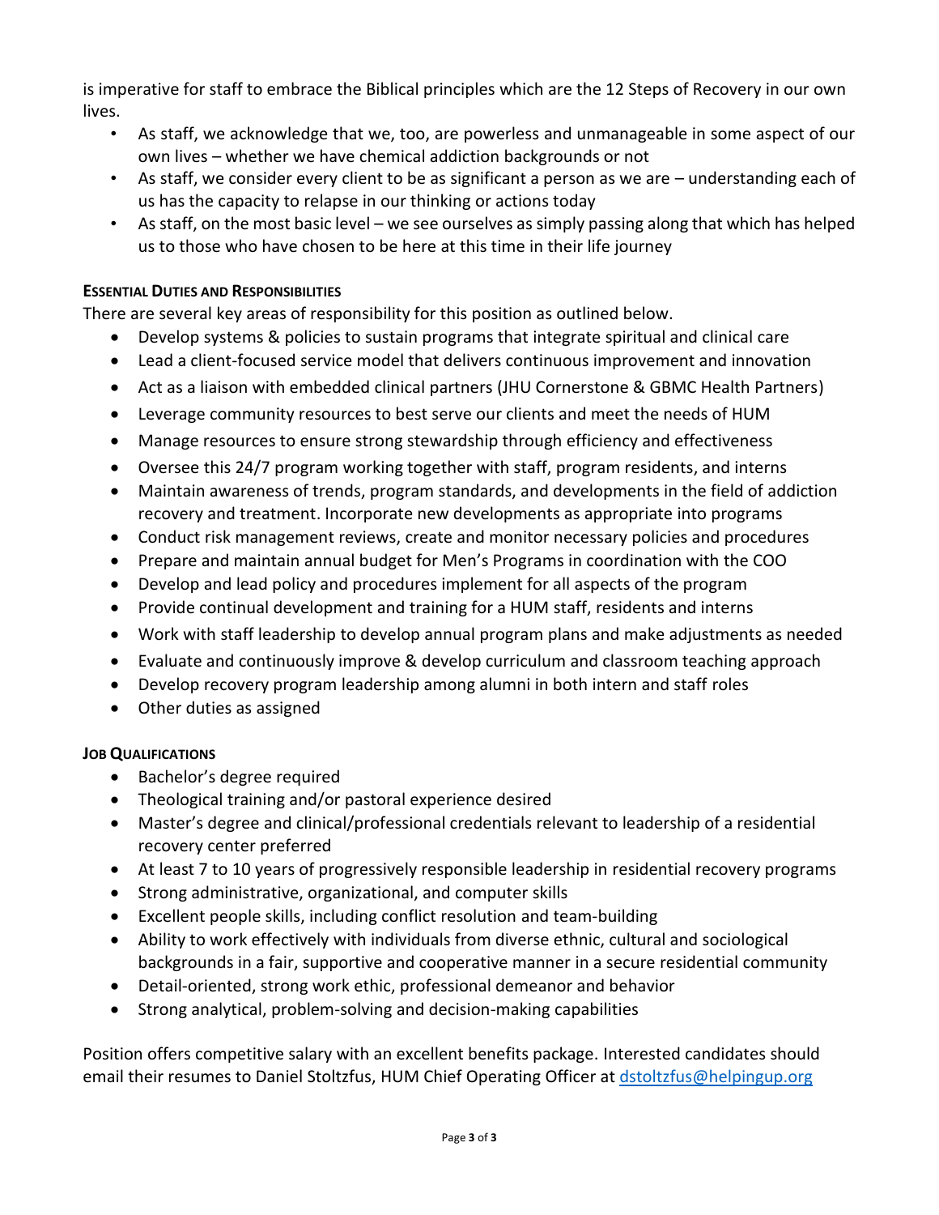is imperative for staff to embrace the Biblical principles which are the 12 Steps of Recovery in our own lives.

- As staff, we acknowledge that we, too, are powerless and unmanageable in some aspect of our own lives – whether we have chemical addiction backgrounds or not
- As staff, we consider every client to be as significant a person as we are – understanding each of us has the capacity to relapse in our thinking or actions today
- As staff, on the most basic level – we see ourselves as simply passing along that which has helped us to those who have chosen to be here at this time in their life journey

**Essential Duties and Responsibilities**

There are several key areas of responsibility for this position as outlined below.

- Develop systems & policies to sustain programs that integrate spiritual and clinical care
- Lead a client-focused service model that delivers continuous improvement and innovation
- Act as a liaison with embedded clinical partners (JHU Cornerstone & GBMC Health Partners)
- Leverage community resources to best serve our clients and meet the needs of HUM
- Manage resources to ensure strong stewardship through efficiency and effectiveness
- Oversee this 24/7 program working together with staff, program residents, and interns
- Maintain awareness of trends, program standards, and developments in the field of addiction recovery and treatment. Incorporate new developments as appropriate into programs
- Conduct risk management reviews, create and monitor necessary policies and procedures
- Prepare and maintain annual budget for Men's Programs in coordination with the COO
- Develop and lead policy and procedures implement for all aspects of the program
- Provide continual development and training for a HUM staff, residents and interns
- Work with staff leadership to develop annual program plans and make adjustments as needed
- Evaluate and continuously improve & develop curriculum and classroom teaching approach
- Develop recovery program leadership among alumni in both intern and staff roles
- Other duties as assigned

**Job Qualifications**

- Bachelor's degree required
- Theological training and/or pastoral experience desired
- Master's degree and clinical/professional credentials relevant to leadership of a residential recovery center preferred
- At least 7 to 10 years of progressively responsible leadership in residential recovery programs
- Strong administrative, organizational, and computer skills
- Excellent people skills, including conflict resolution and team-building
- Ability to work effectively with individuals from diverse ethnic, cultural and sociological backgrounds in a fair, supportive and cooperative manner in a secure residential community
- Detail-oriented, strong work ethic, professional demeanor and behavior
- Strong analytical, problem-solving and decision-making capabilities

Position offers competitive salary with an excellent benefits package. Interested candidates should email their resumes to Daniel Stoltzfus, HUM Chief Operating Officer at [dstoltzfus@helpingup.org](mailto:dstoltzfus@helpingup.org)